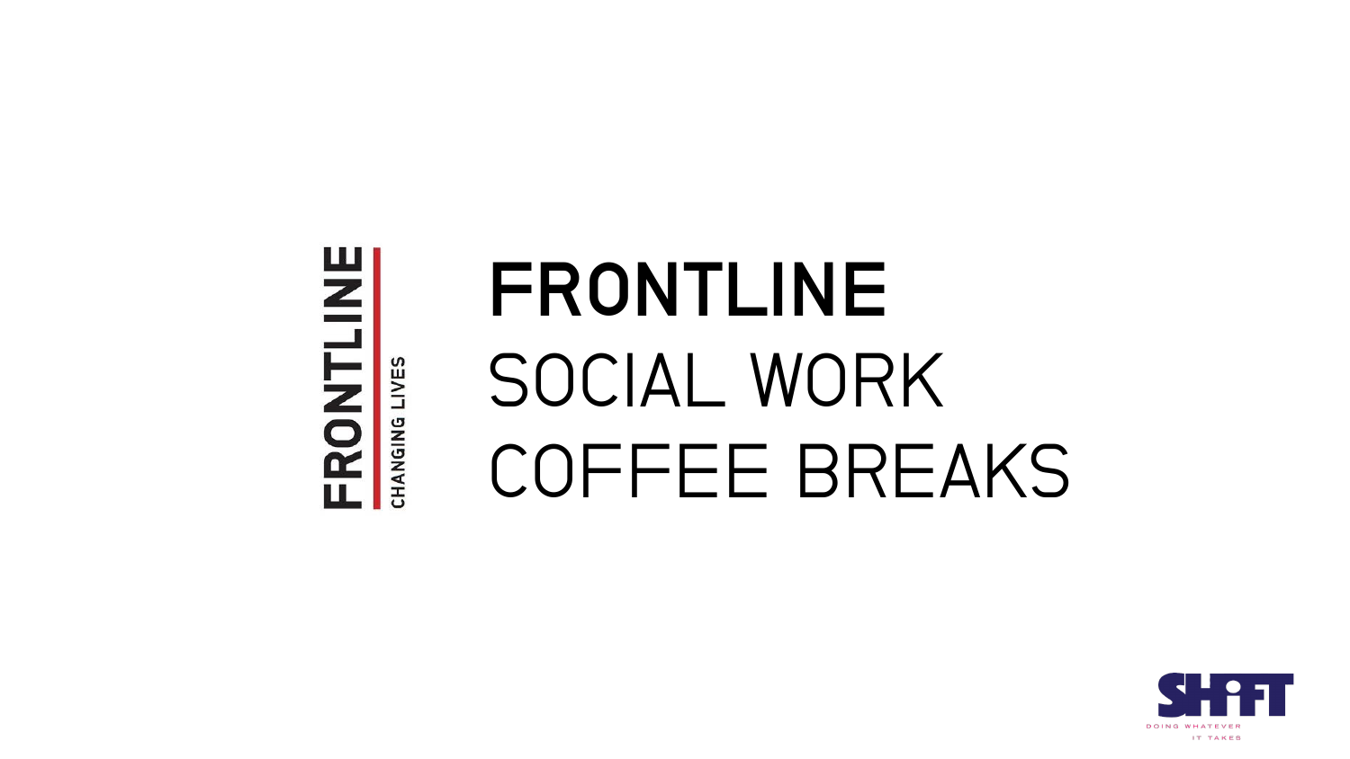FRONTLINE

CHANGING LIVES

# FRONTLINE
# SOCIAL WORK COFFEE BREAKS

SHIFT

DOING WHATEVER IT TAKES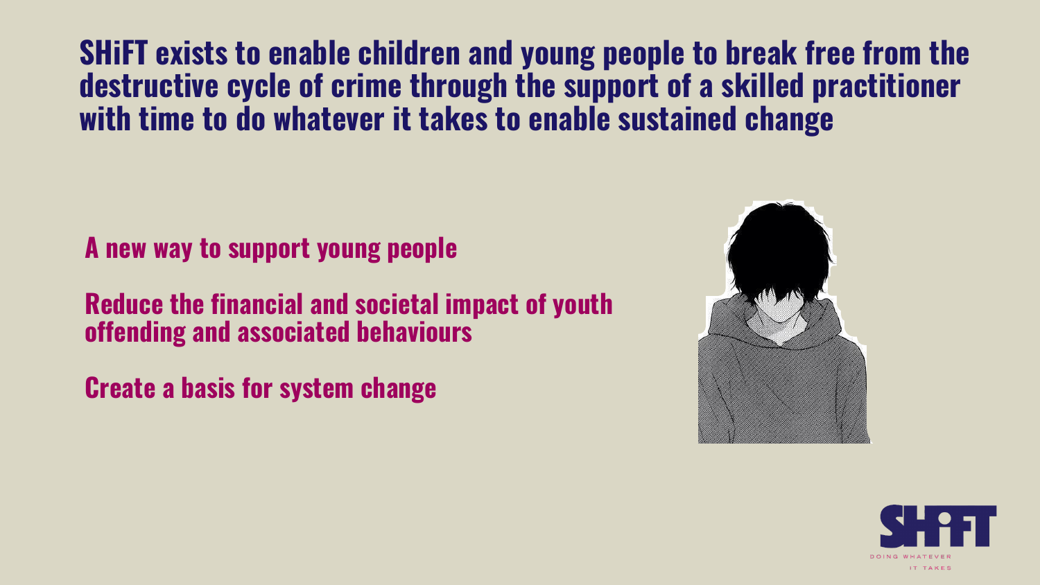# SHiFT exists to enable children and young people to break free from the destructive cycle of crime through the support of a skilled practitioner with time to do whatever it takes to enable sustained change

**A new way to support young people**

**Reduce the financial and societal impact of youth offending and associated behaviours**

**Create a basis for system change**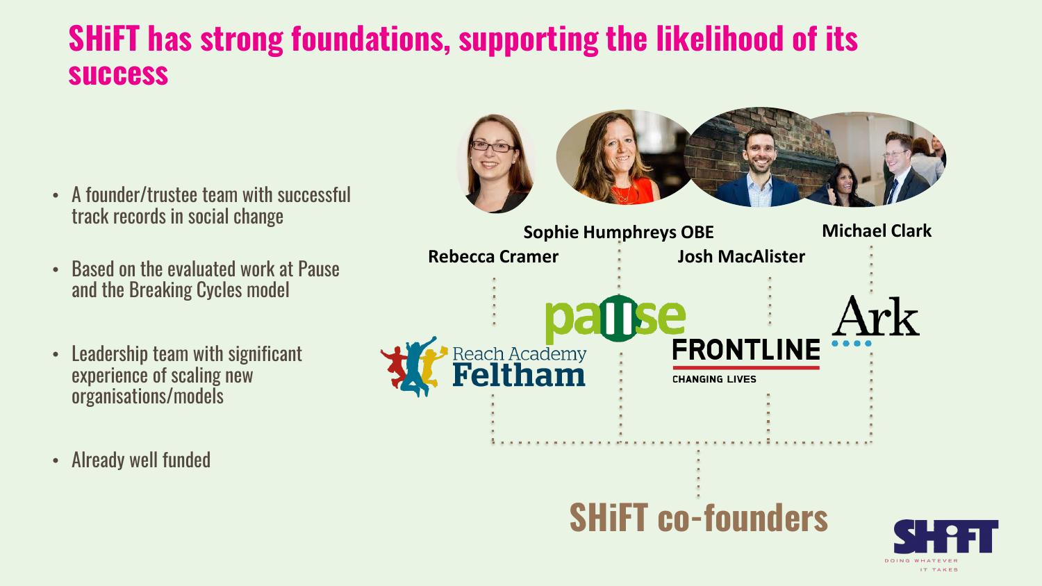# SHiFT has strong foundations, supporting the likelihood of its success

- A founder/trustee team with successful track records in social change
- Based on the evaluated work at Pause and the Breaking Cycles model
- Leadership team with significant experience of scaling new organisations/models
- Already well funded

Sophie Humphreys OBE

Michael Clark

Rebecca Cramer

Josh MacAlister

pause

Reach Academy Feltham

FRONTLINE

CHANGING LIVES

Ark

SHiFT co-founders

SHiFT

DOING WHATEVER IT TAKES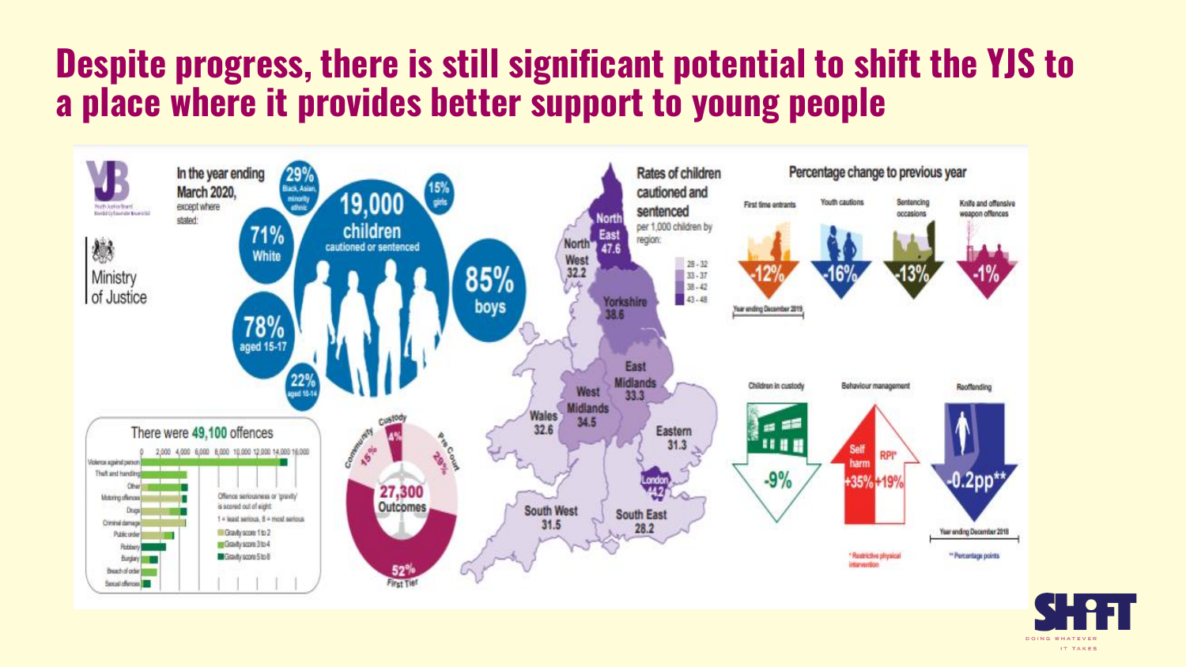# Despite progress, there is still significant potential to shift the YJS to a place where it provides better support to young people

Youth Justice Board / Bwrdd Cyfiawnder Ieuenctid

Ministry of Justice

In the year ending March 2020, except where stated:

- **19,000** children cautioned or sentenced
- 29% Black, Asian, minority ethnic
- 71% White
- 15% girls
- 85% boys
- 78% aged 15-17
- 22% aged 10-14

**Rates of children cautioned and sentenced** per 1,000 children by region:

| Region | Rate |
| --- | --- |
| North East | 47.6 |
| North West | 32.2 |
| Yorkshire | 38.6 |
| East Midlands | 33.3 |
| West Midlands | 34.5 |
| Wales | 32.6 |
| Eastern | 31.3 |
| London | 44.2 |
| South West | 31.5 |
| South East | 28.2 |

Key: 28 - 32; 33 - 37; 38 - 42; 43 - 48

**Percentage change to previous year**

| First time entrants | Youth cautions | Sentencing occasions | Knife and offensive weapon offences |
| --- | --- | --- | --- |
| -12% | -16% | -13% | -1% |

Year ending December 2019

| Children in custody | Behaviour management | Reoffending |
| --- | --- | --- |
| -9% | Self harm +35%, RPI* +19% | -0.2pp** |

Reoffending: Year ending December 2018

\* Restrictive physical intervention

\** Percentage points

**27,300 Outcomes**

- First Tier 52%
- Pre Court 29%
- Community 15%
- Custody 4%

**There were 49,100 offences**

Offences: Violence against person; Theft and handling; Other; Motoring offences; Drugs; Criminal damage; Public order; Robbery; Burglary; Breach of order; Sexual offences

Offence seriousness or 'gravity' is scored out of eight: 1 = least serious, 8 = most serious

- Gravity score 1 to 2
- Gravity score 3 to 4
- Gravity score 5 to 8

SHIFT — DOING WHATEVER IT TAKES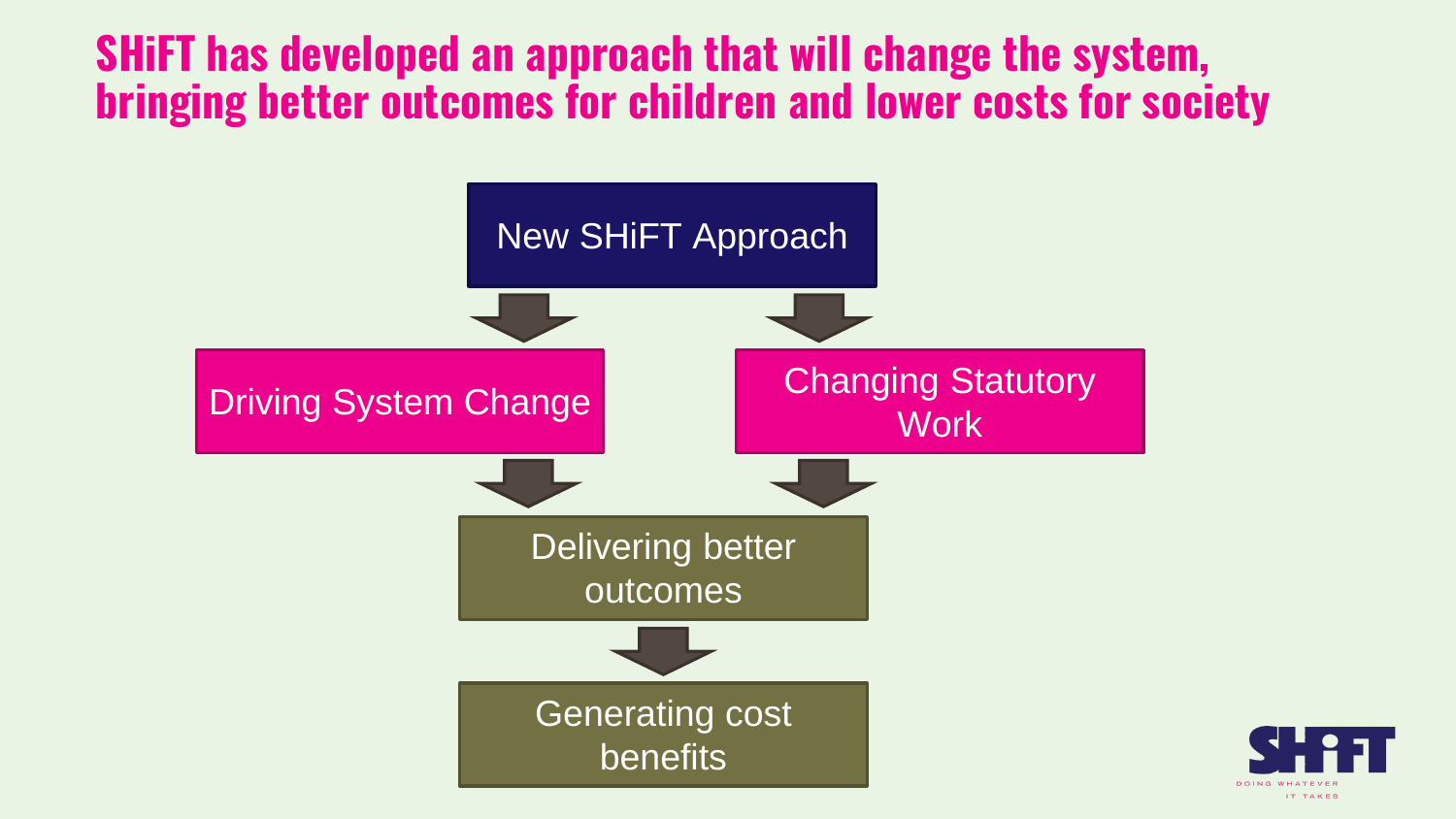# SHiFT has developed an approach that will change the system, bringing better outcomes for children and lower costs for society

New SHiFT Approach

Driving System Change

Changing Statutory Work

Delivering better outcomes

Generating cost benefits

SHiFT

DOING WHATEVER IT TAKES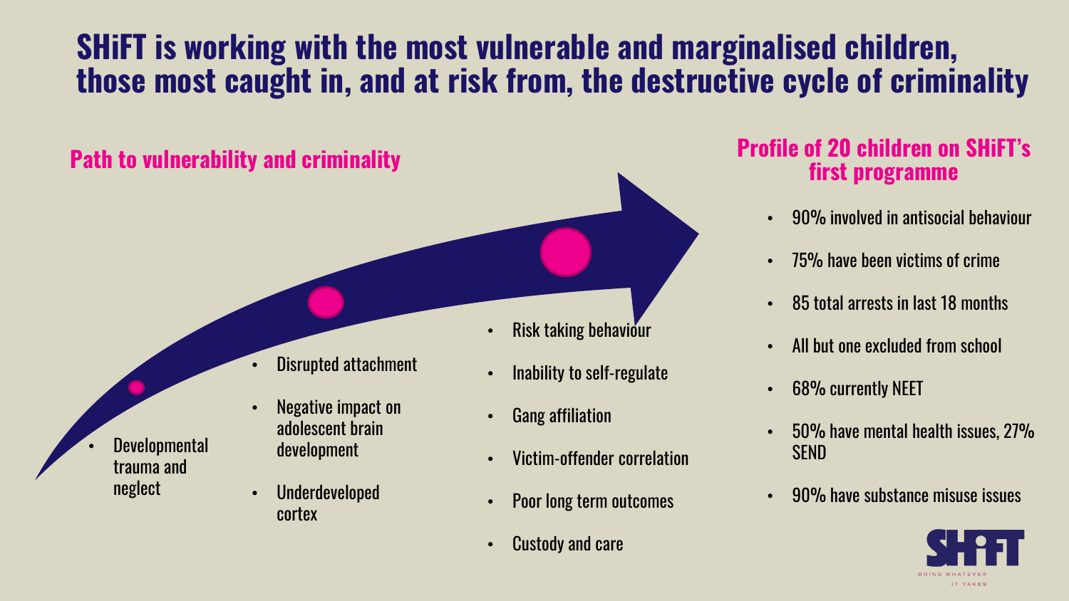# SHiFT is working with the most vulnerable and marginalised children, those most caught in, and at risk from, the destructive cycle of criminality

## Path to vulnerability and criminality

- Developmental trauma and neglect

- Disrupted attachment
- Negative impact on adolescent brain development
- Underdeveloped cortex

- Risk taking behaviour
- Inability to self-regulate
- Gang affiliation
- Victim-offender correlation
- Poor long term outcomes
- Custody and care

## Profile of 20 children on SHiFT's first programme

- 90% involved in antisocial behaviour
- 75% have been victims of crime
- 85 total arrests in last 18 months
- All but one excluded from school
- 68% currently NEET
- 50% have mental health issues, 27% SEND
- 90% have substance misuse issues

SHiFT
DOING WHATEVER IT TAKES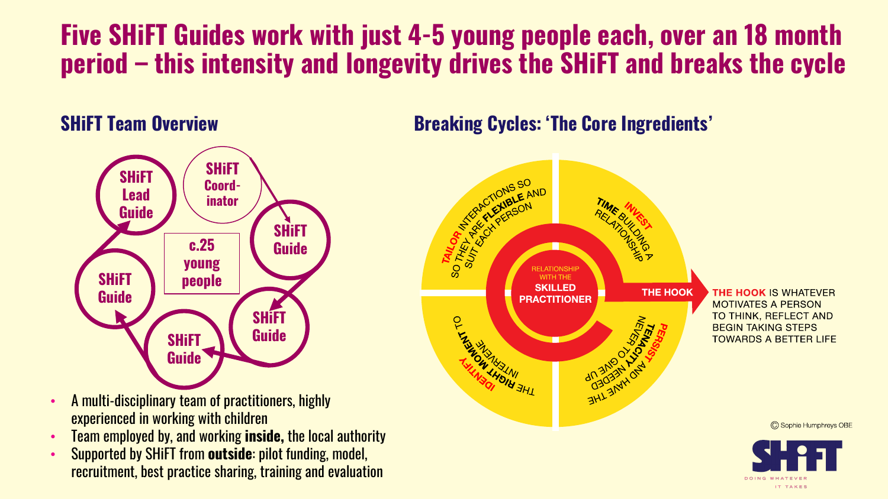# Five SHiFT Guides work with just 4-5 young people each, over an 18 month period – this intensity and longevity drives the SHiFT and breaks the cycle

## SHiFT Team Overview

SHiFT Lead Guide

SHiFT Coord-inator

SHiFT Guide

SHiFT Guide

SHiFT Guide

SHiFT Guide

c.25 young people

- A multi-disciplinary team of practitioners, highly experienced in working with children
- Team employed by, and working **inside,** the local authority
- Supported by SHiFT from **outside**: pilot funding, model, recruitment, best practice sharing, training and evaluation

## Breaking Cycles: 'The Core Ingredients'

RELATIONSHIP WITH THE SKILLED PRACTITIONER

**TAILOR** INTERACTIONS SO THEY ARE **FLEXIBLE** AND SUIT EACH PERSON

**INVEST TIME** BUILDING A RELATIONSHIP

**PERSIST** AND HAVE THE **TENACITY** NEEDED TO NEVER GIVE UP

**IDENTIFY** THE **RIGHT MOMENT** TO INTERVENE

THE HOOK

**THE HOOK** IS WHATEVER MOTIVATES A PERSON TO THINK, REFLECT AND BEGIN TAKING STEPS TOWARDS A BETTER LIFE

© Sophie Humphreys OBE

SHiFT

DOING WHATEVER IT TAKES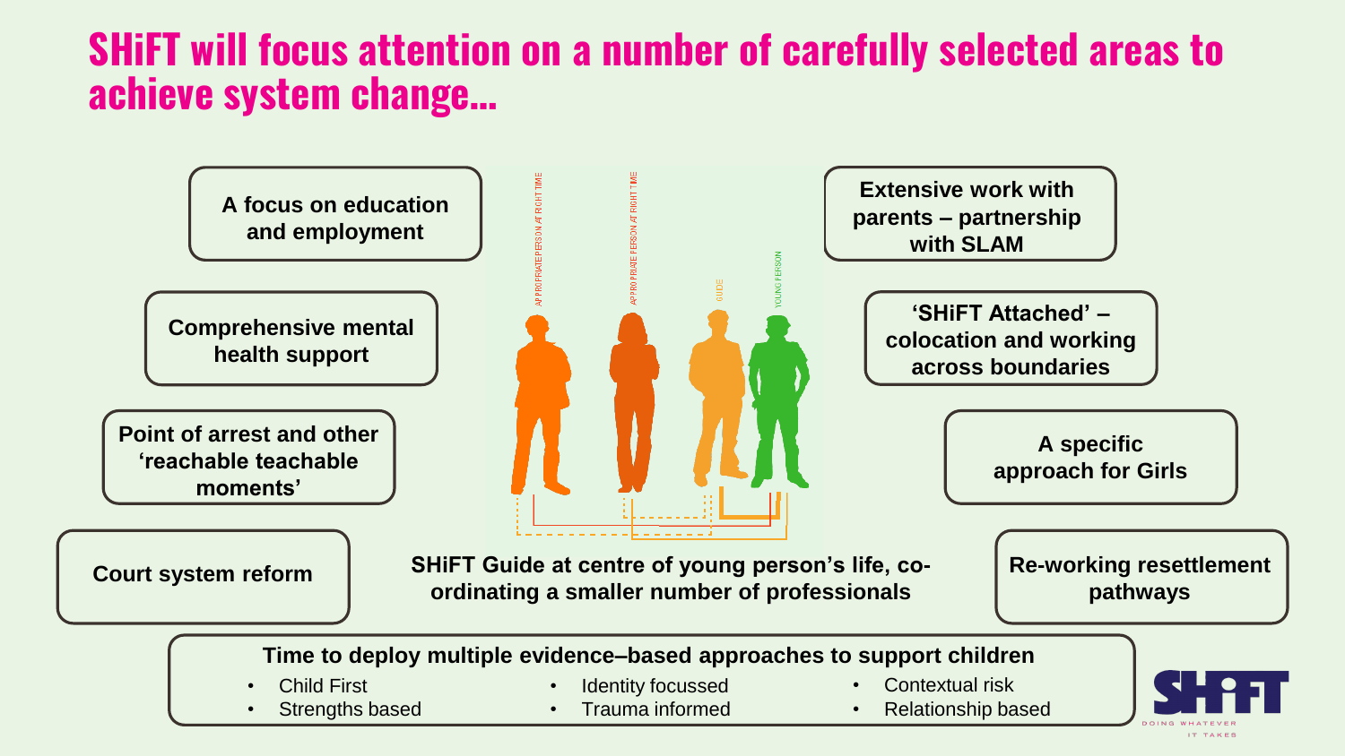# SHiFT will focus attention on a number of carefully selected areas to achieve system change…

**A focus on education and employment**

**Comprehensive mental health support**

**Point of arrest and other ‘reachable teachable moments’**

**Court system reform**

**Extensive work with parents – partnership with SLAM**

**‘SHiFT Attached’ – colocation and working across boundaries**

**A specific approach for Girls**

**Re-working resettlement pathways**

APPROPRIATE PERSON AT RIGHT TIME

APPROPRIATE PERSON AT RIGHT TIME

GUIDE

YOUNG PERSON

**SHiFT Guide at centre of young person’s life, co-ordinating a smaller number of professionals**

**Time to deploy multiple evidence–based approaches to support children**

- Child First
- Strengths based
- Identity focussed
- Trauma informed
- Contextual risk
- Relationship based

SHiFT

DOING WHATEVER IT TAKES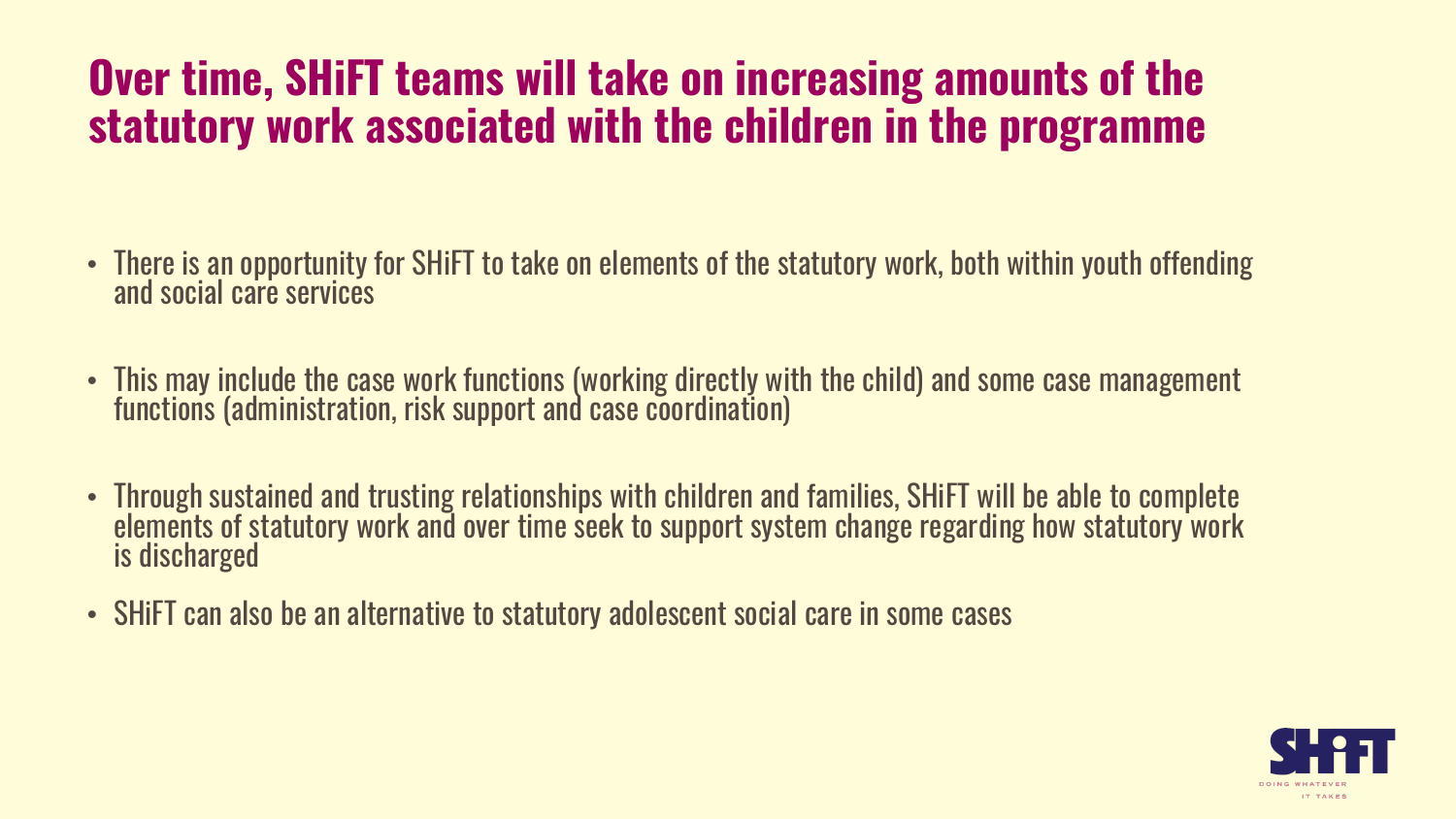# Over time, SHiFT teams will take on increasing amounts of the statutory work associated with the children in the programme

- There is an opportunity for SHiFT to take on elements of the statutory work, both within youth offending and social care services
- This may include the case work functions (working directly with the child) and some case management functions (administration, risk support and case coordination)
- Through sustained and trusting relationships with children and families, SHiFT will be able to complete elements of statutory work and over time seek to support system change regarding how statutory work is discharged
- SHiFT can also be an alternative to statutory adolescent social care in some cases

SHiFT
DOING WHATEVER IT TAKES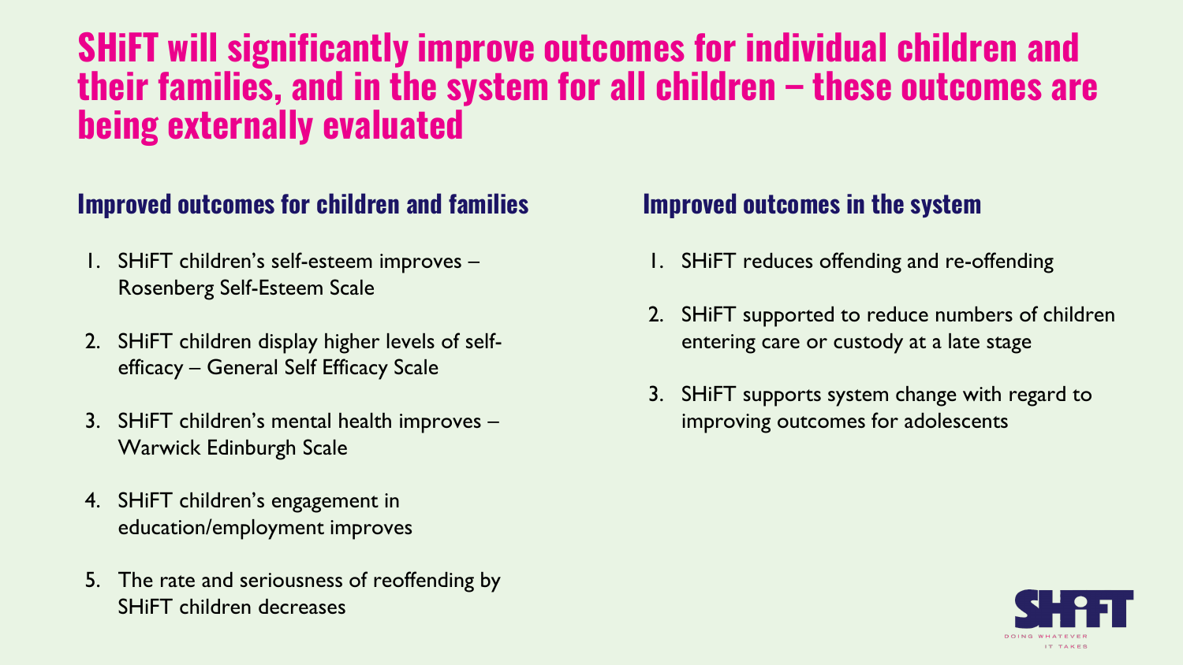# SHiFT will significantly improve outcomes for individual children and their families, and in the system for all children – these outcomes are being externally evaluated

## Improved outcomes for children and families

1. SHiFT children's self-esteem improves – Rosenberg Self-Esteem Scale
2. SHiFT children display higher levels of self-efficacy – General Self Efficacy Scale
3. SHiFT children's mental health improves – Warwick Edinburgh Scale
4. SHiFT children's engagement in education/employment improves
5. The rate and seriousness of reoffending by SHiFT children decreases

## Improved outcomes in the system

1. SHiFT reduces offending and re-offending
2. SHiFT supported to reduce numbers of children entering care or custody at a late stage
3. SHiFT supports system change with regard to improving outcomes for adolescents

SHiFT

DOING WHATEVER IT TAKES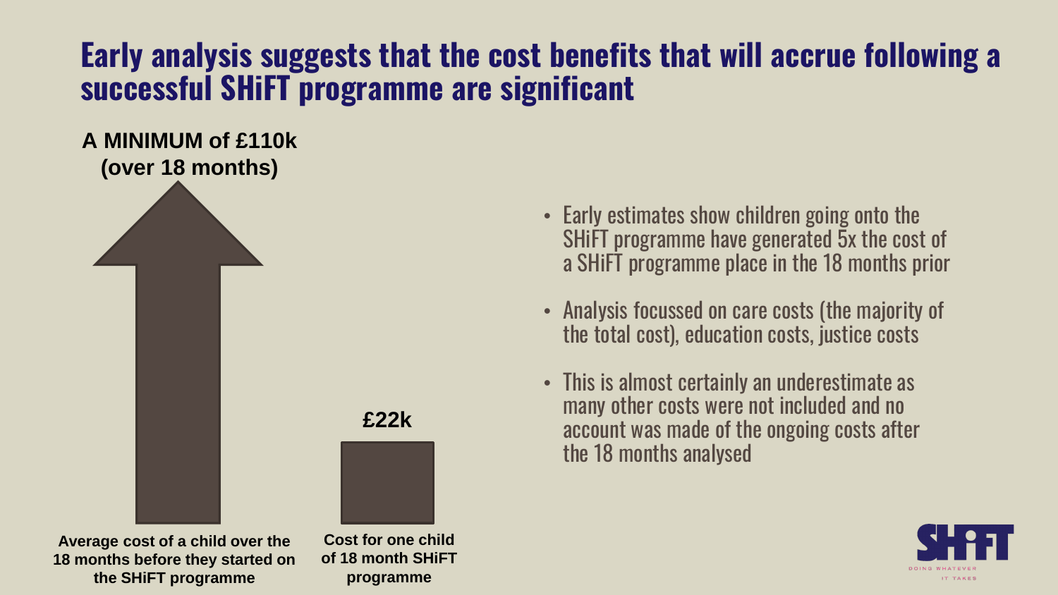# Early analysis suggests that the cost benefits that will accrue following a successful SHiFT programme are significant

**A MINIMUM of £110k (over 18 months)**

**£22k**

**Average cost of a child over the 18 months before they started on the SHiFT programme**

**Cost for one child of 18 month SHiFT programme**

- Early estimates show children going onto the SHiFT programme have generated 5x the cost of a SHiFT programme place in the 18 months prior
- Analysis focussed on care costs (the majority of the total cost), education costs, justice costs
- This is almost certainly an underestimate as many other costs were not included and no account was made of the ongoing costs after the 18 months analysed

SHiFT
DOING WHATEVER IT TAKES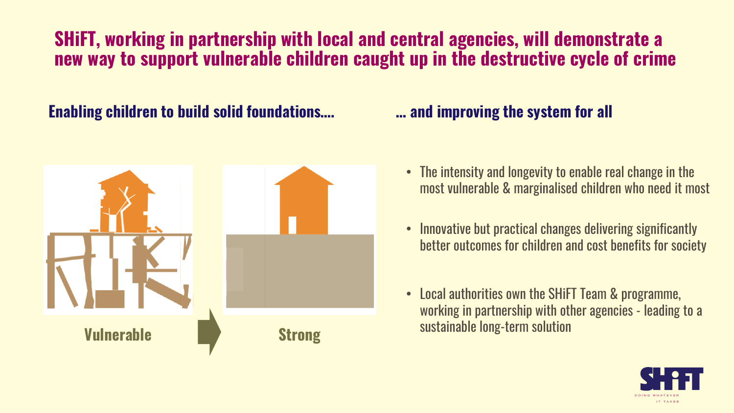# SHiFT, working in partnership with local and central agencies, will demonstrate a new way to support vulnerable children caught up in the destructive cycle of crime

## Enabling children to build solid foundations....

Vulnerable

Strong

## ... and improving the system for all

- The intensity and longevity to enable real change in the most vulnerable & marginalised children who need it most
- Innovative but practical changes delivering significantly better outcomes for children and cost benefits for society
- Local authorities own the SHiFT Team & programme, working in partnership with other agencies - leading to a sustainable long-term solution

SHiFT

DOING WHATEVER IT TAKES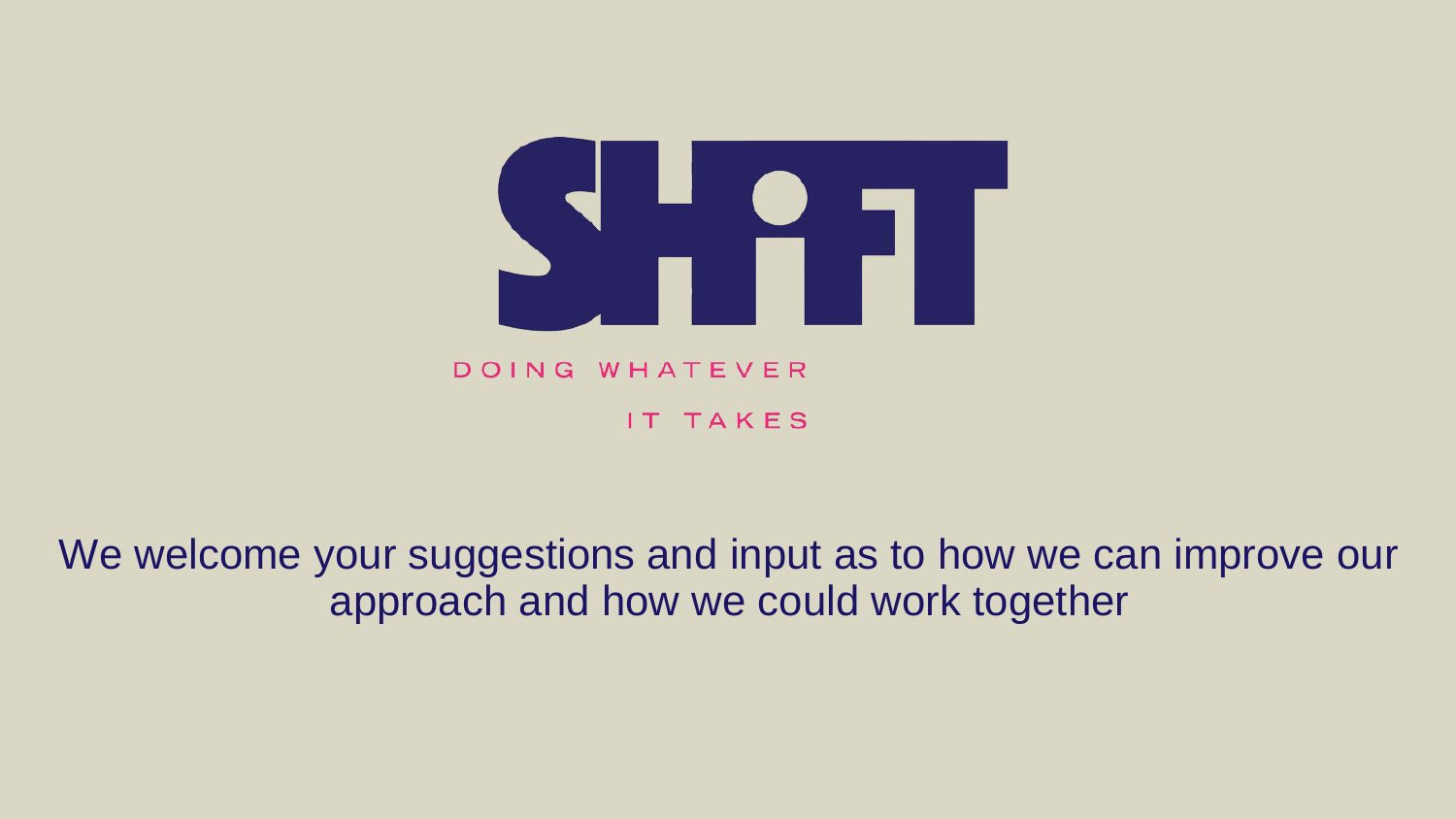# SHIFT

DOING WHATEVER IT TAKES

We welcome your suggestions and input as to how we can improve our approach and how we could work together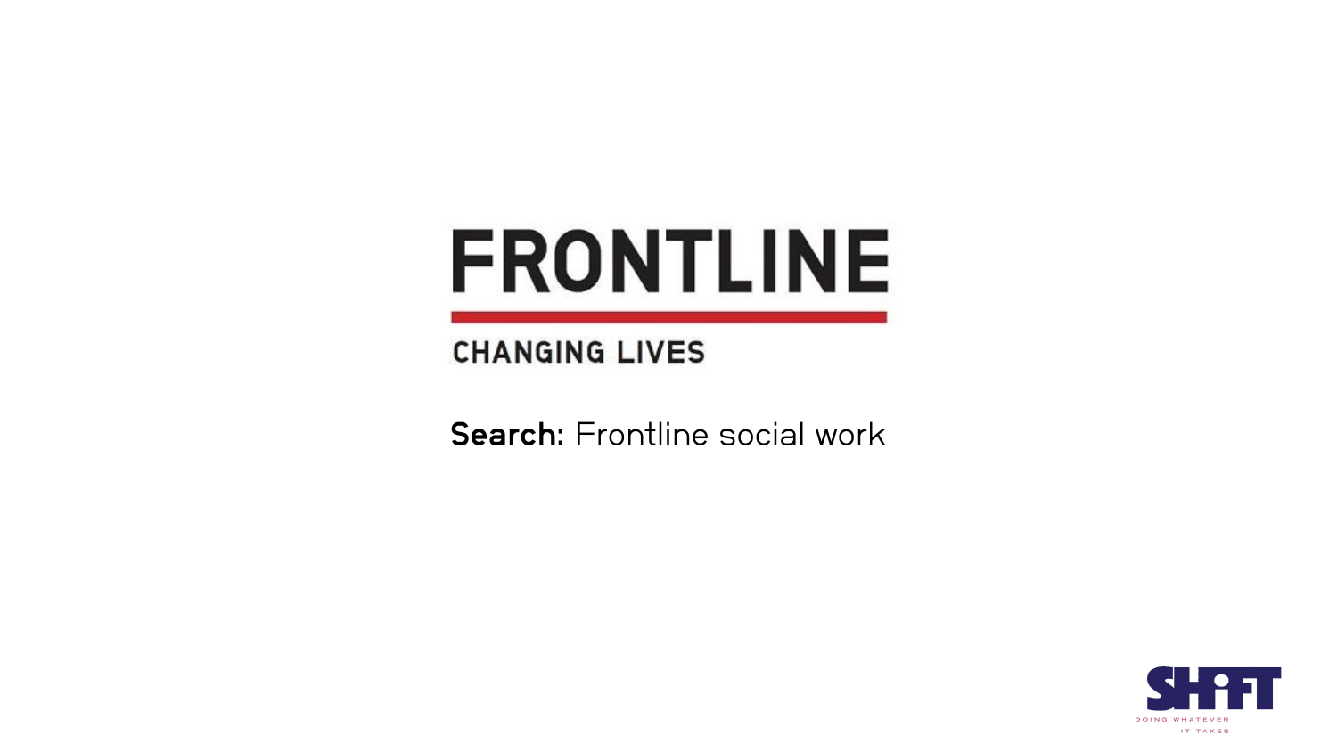FRONTLINE

CHANGING LIVES

**Search:** Frontline social work

SHIFT

DOING WHATEVER IT TAKES